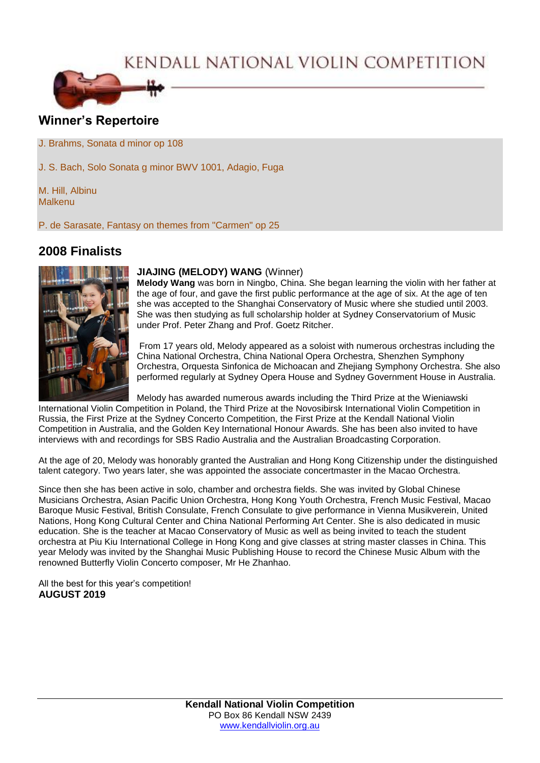# KENDALL NATIONAL VIOLIN COMPETITION

## Winner's Repertoire

J. Brahms, Sonata d minor op 108

J. S. Bach, Solo Sonata g minor BWV 1001, Adagio, Fuga

M. Hill, Albinu
Malkenu

P. de Sarasate, Fantasy on themes from "Carmen" op 25

## 2008 Finalists

**JIAJING (MELODY) WANG** (Winner)

**Melody Wang** was born in Ningbo, China. She began learning the violin with her father at the age of four, and gave the first public performance at the age of six. At the age of ten she was accepted to the Shanghai Conservatory of Music where she studied until 2003. She was then studying as full scholarship holder at Sydney Conservatorium of Music under Prof. Peter Zhang and Prof. Goetz Ritcher.

From 17 years old, Melody appeared as a soloist with numerous orchestras including the China National Orchestra, China National Opera Orchestra, Shenzhen Symphony Orchestra, Orquesta Sinfonica de Michoacan and Zhejiang Symphony Orchestra. She also performed regularly at Sydney Opera House and Sydney Government House in Australia.

Melody has awarded numerous awards including the Third Prize at the Wieniawski International Violin Competition in Poland, the Third Prize at the Novosibirsk International Violin Competition in Russia, the First Prize at the Sydney Concerto Competition, the First Prize at the Kendall National Violin Competition in Australia, and the Golden Key International Honour Awards. She has been also invited to have interviews with and recordings for SBS Radio Australia and the Australian Broadcasting Corporation.

At the age of 20, Melody was honorably granted the Australian and Hong Kong Citizenship under the distinguished talent category. Two years later, she was appointed the associate concertmaster in the Macao Orchestra.

Since then she has been active in solo, chamber and orchestra fields. She was invited by Global Chinese Musicians Orchestra, Asian Pacific Union Orchestra, Hong Kong Youth Orchestra, French Music Festival, Macao Baroque Music Festival, British Consulate, French Consulate to give performance in Vienna Musikverein, United Nations, Hong Kong Cultural Center and China National Performing Art Center. She is also dedicated in music education. She is the teacher at Macao Conservatory of Music as well as being invited to teach the student orchestra at Piu Kiu International College in Hong Kong and give classes at string master classes in China. This year Melody was invited by the Shanghai Music Publishing House to record the Chinese Music Album with the renowned Butterfly Violin Concerto composer, Mr He Zhanhao.

All the best for this year's competition!
**AUGUST 2019**

**Kendall National Violin Competition**
PO Box 86 Kendall NSW 2439
www.kendallviolin.org.au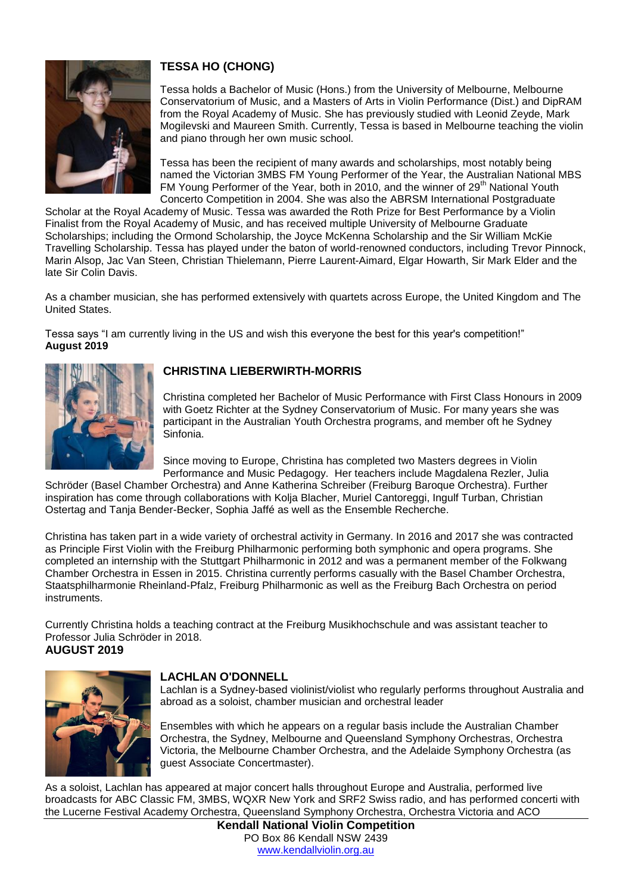## TESSA HO (CHONG)

Tessa holds a Bachelor of Music (Hons.) from the University of Melbourne, Melbourne Conservatorium of Music, and a Masters of Arts in Violin Performance (Dist.) and DipRAM from the Royal Academy of Music. She has previously studied with Leonid Zeyde, Mark Mogilevski and Maureen Smith. Currently, Tessa is based in Melbourne teaching the violin and piano through her own music school.

Tessa has been the recipient of many awards and scholarships, most notably being named the Victorian 3MBS FM Young Performer of the Year, the Australian National MBS FM Young Performer of the Year, both in 2010, and the winner of 29th National Youth Concerto Competition in 2004. She was also the ABRSM International Postgraduate Scholar at the Royal Academy of Music. Tessa was awarded the Roth Prize for Best Performance by a Violin Finalist from the Royal Academy of Music, and has received multiple University of Melbourne Graduate Scholarships; including the Ormond Scholarship, the Joyce McKenna Scholarship and the Sir William McKie Travelling Scholarship. Tessa has played under the baton of world-renowned conductors, including Trevor Pinnock, Marin Alsop, Jac Van Steen, Christian Thielemann, Pierre Laurent-Aimard, Elgar Howarth, Sir Mark Elder and the late Sir Colin Davis.

As a chamber musician, she has performed extensively with quartets across Europe, the United Kingdom and The United States.

Tessa says "I am currently living in the US and wish this everyone the best for this year's competition!"
**August 2019**

## CHRISTINA LIEBERWIRTH-MORRIS

Christina completed her Bachelor of Music Performance with First Class Honours in 2009 with Goetz Richter at the Sydney Conservatorium of Music. For many years she was participant in the Australian Youth Orchestra programs, and member oft he Sydney Sinfonia.

Since moving to Europe, Christina has completed two Masters degrees in Violin Performance and Music Pedagogy. Her teachers include Magdalena Rezler, Julia Schröder (Basel Chamber Orchestra) and Anne Katherina Schreiber (Freiburg Baroque Orchestra). Further inspiration has come through collaborations with Kolja Blacher, Muriel Cantoreggi, Ingulf Turban, Christian Ostertag and Tanja Bender-Becker, Sophia Jaffé as well as the Ensemble Recherche.

Christina has taken part in a wide variety of orchestral activity in Germany. In 2016 and 2017 she was contracted as Principle First Violin with the Freiburg Philharmonic performing both symphonic and opera programs. She completed an internship with the Stuttgart Philharmonic in 2012 and was a permanent member of the Folkwang Chamber Orchestra in Essen in 2015. Christina currently performs casually with the Basel Chamber Orchestra, Staatsphilharmonie Rheinland-Pfalz, Freiburg Philharmonic as well as the Freiburg Bach Orchestra on period instruments.

Currently Christina holds a teaching contract at the Freiburg Musikhochschule and was assistant teacher to Professor Julia Schröder in 2018.
**AUGUST 2019**

## LACHLAN O'DONNELL

Lachlan is a Sydney-based violinist/violist who regularly performs throughout Australia and abroad as a soloist, chamber musician and orchestral leader

Ensembles with which he appears on a regular basis include the Australian Chamber Orchestra, the Sydney, Melbourne and Queensland Symphony Orchestras, Orchestra Victoria, the Melbourne Chamber Orchestra, and the Adelaide Symphony Orchestra (as guest Associate Concertmaster).

As a soloist, Lachlan has appeared at major concert halls throughout Europe and Australia, performed live broadcasts for ABC Classic FM, 3MBS, WQXR New York and SRF2 Swiss radio, and has performed concerti with the Lucerne Festival Academy Orchestra, Queensland Symphony Orchestra, Orchestra Victoria and ACO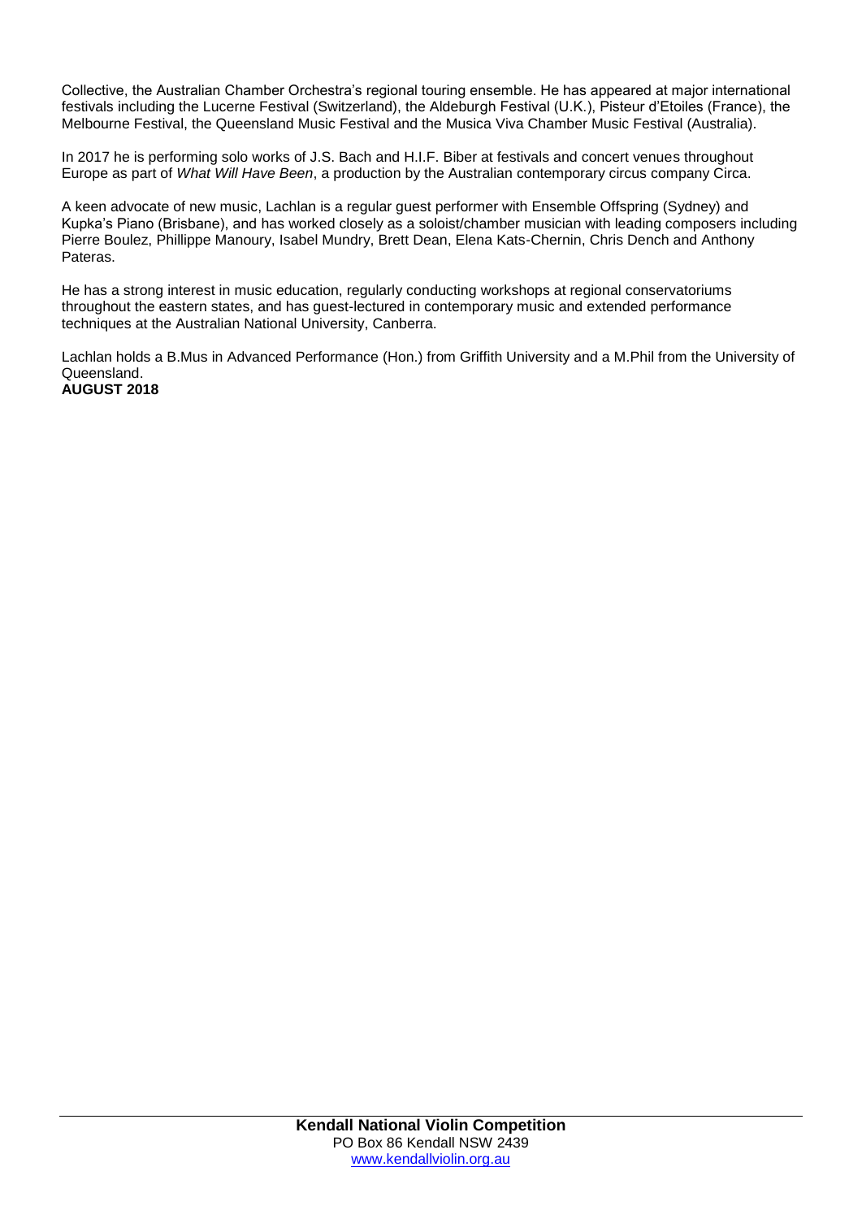Collective, the Australian Chamber Orchestra's regional touring ensemble. He has appeared at major international festivals including the Lucerne Festival (Switzerland), the Aldeburgh Festival (U.K.), Pisteur d'Etoiles (France), the Melbourne Festival, the Queensland Music Festival and the Musica Viva Chamber Music Festival (Australia).

In 2017 he is performing solo works of J.S. Bach and H.I.F. Biber at festivals and concert venues throughout Europe as part of *What Will Have Been*, a production by the Australian contemporary circus company Circa.

A keen advocate of new music, Lachlan is a regular guest performer with Ensemble Offspring (Sydney) and Kupka's Piano (Brisbane), and has worked closely as a soloist/chamber musician with leading composers including Pierre Boulez, Phillippe Manoury, Isabel Mundry, Brett Dean, Elena Kats-Chernin, Chris Dench and Anthony Pateras.

He has a strong interest in music education, regularly conducting workshops at regional conservatoriums throughout the eastern states, and has guest-lectured in contemporary music and extended performance techniques at the Australian National University, Canberra.

Lachlan holds a B.Mus in Advanced Performance (Hon.) from Griffith University and a M.Phil from the University of Queensland.

**AUGUST 2018**

**Kendall National Violin Competition**
PO Box 86 Kendall NSW 2439
www.kendallviolin.org.au